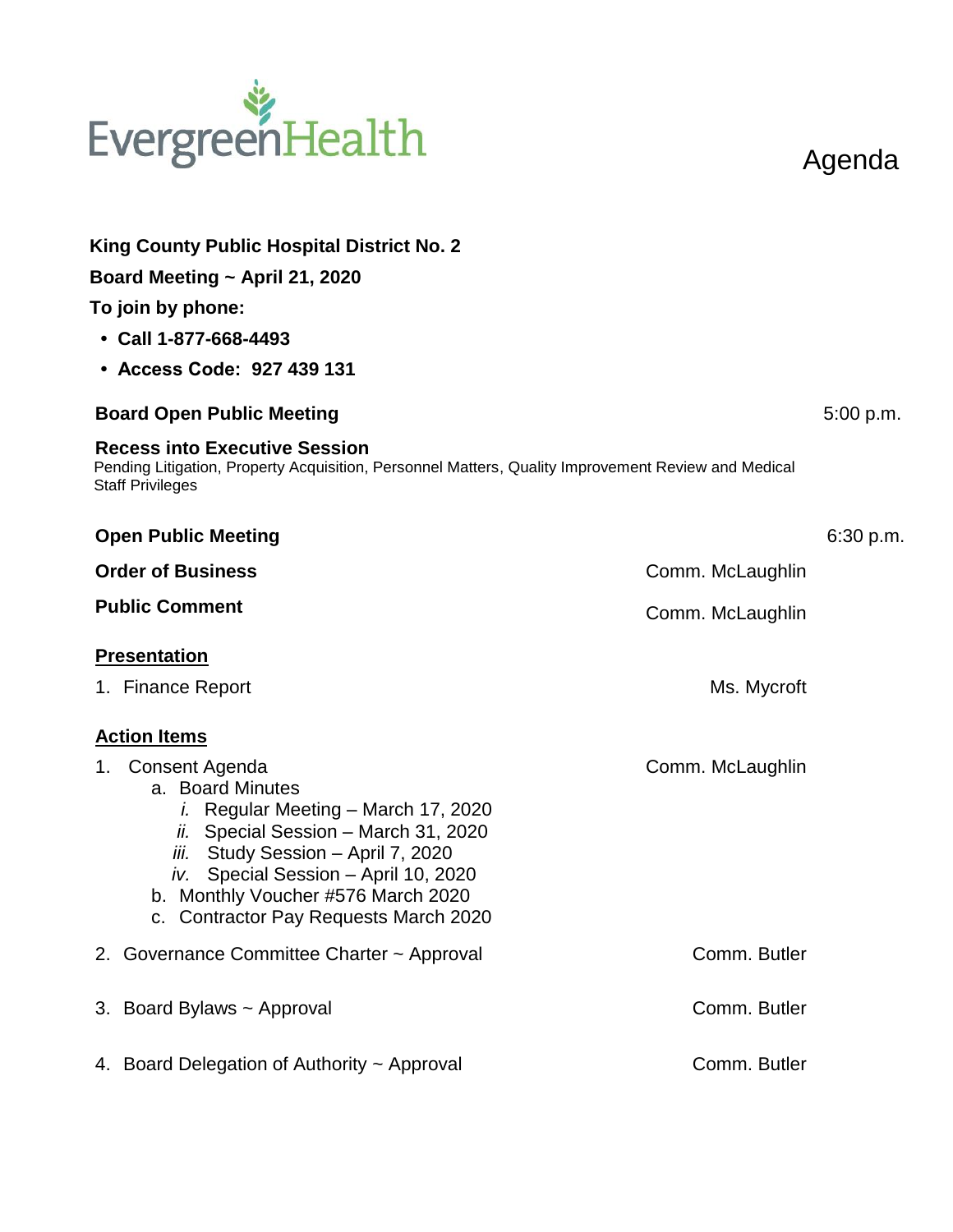EvergreenHealth

# Agenda

**King County Public Hospital District No. 2**

**Board Meeting ~ April 21, 2020**

**To join by phone:**

- **Call 1-877-668-4493**
- **Access Code: 927 439 131**

**Board Open Public Meeting** 5:00 p.m.

**Recess into Executive Session**
Pending Litigation, Property Acquisition, Personnel Matters, Quality Improvement Review and Medical Staff Privileges

**Open Public Meeting** 6:30 p.m.

**Order of Business** Comm. McLaughlin

**Public Comment** Comm. McLaughlin

**<u>Presentation</u>**

1. Finance Report Ms. Mycroft

**<u>Action Items</u>**

1. Consent Agenda Comm. McLaughlin
   a. Board Minutes
      *i.* Regular Meeting – March 17, 2020
      *ii.* Special Session – March 31, 2020
      *iii.* Study Session – April 7, 2020
      *iv.* Special Session – April 10, 2020
   b. Monthly Voucher #576 March 2020
   c. Contractor Pay Requests March 2020
2. Governance Committee Charter ~ Approval Comm. Butler
3. Board Bylaws ~ Approval Comm. Butler
4. Board Delegation of Authority ~ Approval Comm. Butler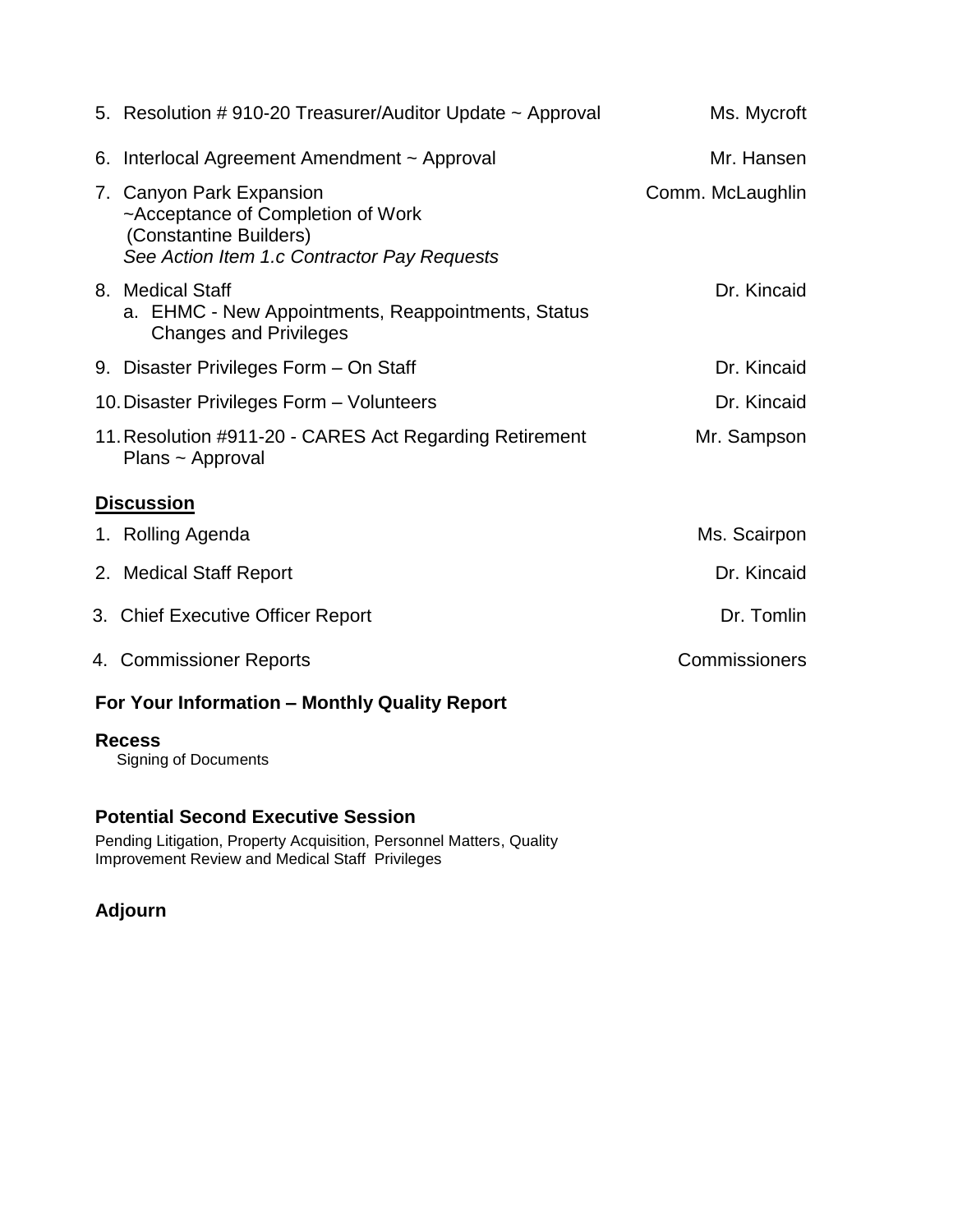5. Resolution # 910-20 Treasurer/Auditor Update ~ Approval — Ms. Mycroft
6. Interlocal Agreement Amendment ~ Approval — Mr. Hansen
7. Canyon Park Expansion — Comm. McLaughlin
   ~Acceptance of Completion of Work
   (Constantine Builders)
   *See Action Item 1.c Contractor Pay Requests*
8. Medical Staff — Dr. Kincaid
   a. EHMC - New Appointments, Reappointments, Status Changes and Privileges
9. Disaster Privileges Form – On Staff — Dr. Kincaid
10. Disaster Privileges Form – Volunteers — Dr. Kincaid
11. Resolution #911-20 - CARES Act Regarding Retirement Plans ~ Approval — Mr. Sampson

**<u>Discussion</u>**

1. Rolling Agenda — Ms. Scairpon
2. Medical Staff Report — Dr. Kincaid
3. Chief Executive Officer Report — Dr. Tomlin
4. Commissioner Reports — Commissioners

**For Your Information – Monthly Quality Report**

**Recess**

Signing of Documents

**Potential Second Executive Session**

Pending Litigation, Property Acquisition, Personnel Matters, Quality Improvement Review and Medical Staff Privileges

**Adjourn**